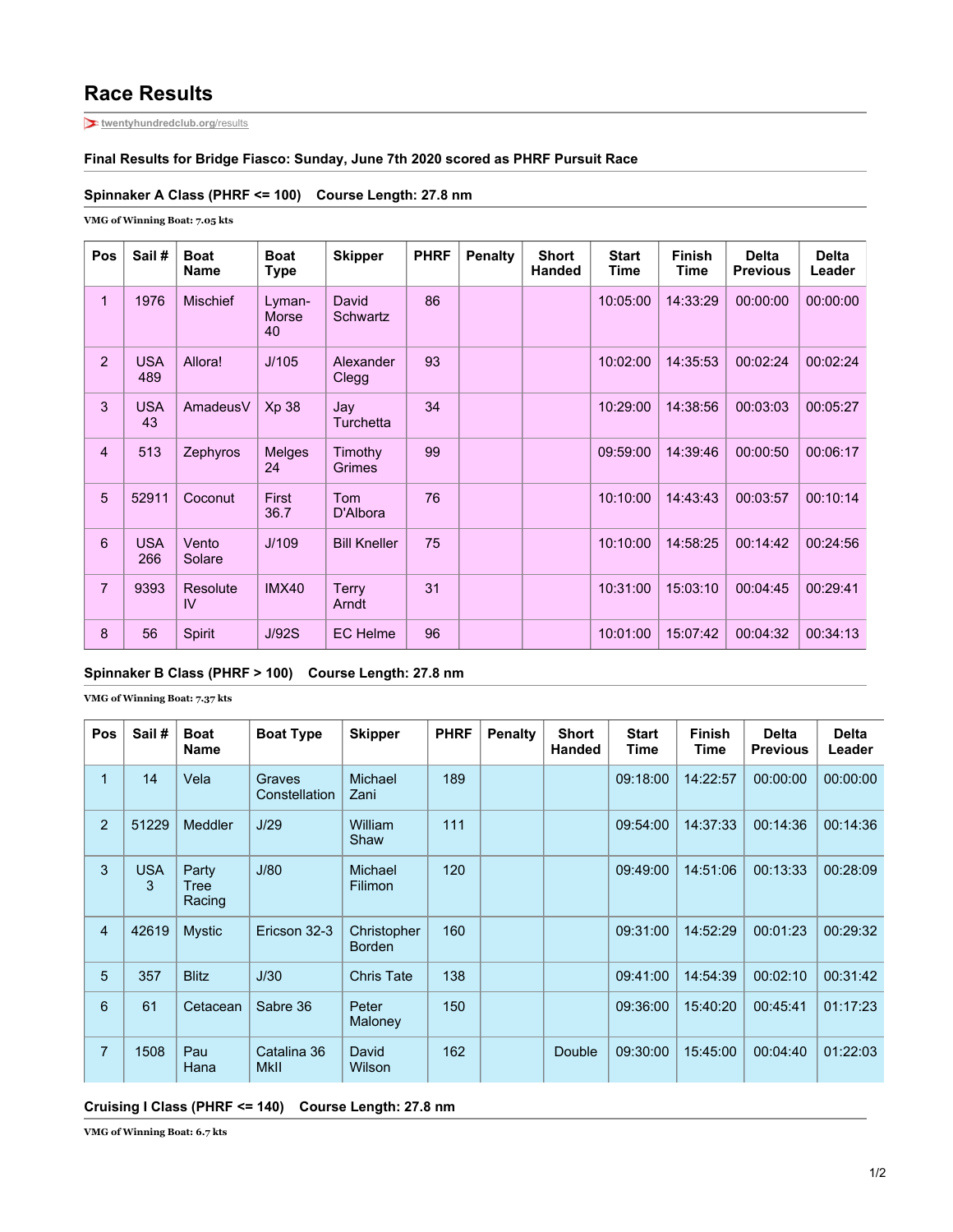# Race Results

twentyhundredclub.org/results

### Final Results for Bridge Fiasco: Sunday, June 7th 2020 scored as PHRF Pursuit Race

### Spinnaker A Class (PHRF <= 100)    Course Length: 27.8 nm

**VMG of Winning Boat: 7.05 kts**

| Pos | Sail # | Boat Name | Boat Type | Skipper | PHRF | Penalty | Short Handed | Start Time | Finish Time | Delta Previous | Delta Leader |
|---|---|---|---|---|---|---|---|---|---|---|---|
| 1 | 1976 | Mischief | Lyman-Morse 40 | David Schwartz | 86 | | | 10:05:00 | 14:33:29 | 00:00:00 | 00:00:00 |
| 2 | USA 489 | Allora! | J/105 | Alexander Clegg | 93 | | | 10:02:00 | 14:35:53 | 00:02:24 | 00:02:24 |
| 3 | USA 43 | AmadeusV | Xp 38 | Jay Turchetta | 34 | | | 10:29:00 | 14:38:56 | 00:03:03 | 00:05:27 |
| 4 | 513 | Zephyros | Melges 24 | Timothy Grimes | 99 | | | 09:59:00 | 14:39:46 | 00:00:50 | 00:06:17 |
| 5 | 52911 | Coconut | First 36.7 | Tom D'Albora | 76 | | | 10:10:00 | 14:43:43 | 00:03:57 | 00:10:14 |
| 6 | USA 266 | Vento Solare | J/109 | Bill Kneller | 75 | | | 10:10:00 | 14:58:25 | 00:14:42 | 00:24:56 |
| 7 | 9393 | Resolute IV | IMX40 | Terry Arndt | 31 | | | 10:31:00 | 15:03:10 | 00:04:45 | 00:29:41 |
| 8 | 56 | Spirit | J/92S | EC Helme | 96 | | | 10:01:00 | 15:07:42 | 00:04:32 | 00:34:13 |

### Spinnaker B Class (PHRF > 100)    Course Length: 27.8 nm

**VMG of Winning Boat: 7.37 kts**

| Pos | Sail # | Boat Name | Boat Type | Skipper | PHRF | Penalty | Short Handed | Start Time | Finish Time | Delta Previous | Delta Leader |
|---|---|---|---|---|---|---|---|---|---|---|---|
| 1 | 14 | Vela | Graves Constellation | Michael Zani | 189 | | | 09:18:00 | 14:22:57 | 00:00:00 | 00:00:00 |
| 2 | 51229 | Meddler | J/29 | William Shaw | 111 | | | 09:54:00 | 14:37:33 | 00:14:36 | 00:14:36 |
| 3 | USA 3 | Party Tree Racing | J/80 | Michael Filimon | 120 | | | 09:49:00 | 14:51:06 | 00:13:33 | 00:28:09 |
| 4 | 42619 | Mystic | Ericson 32-3 | Christopher Borden | 160 | | | 09:31:00 | 14:52:29 | 00:01:23 | 00:29:32 |
| 5 | 357 | Blitz | J/30 | Chris Tate | 138 | | | 09:41:00 | 14:54:39 | 00:02:10 | 00:31:42 |
| 6 | 61 | Cetacean | Sabre 36 | Peter Maloney | 150 | | | 09:36:00 | 15:40:20 | 00:45:41 | 01:17:23 |
| 7 | 1508 | Pau Hana | Catalina 36 MkII | David Wilson | 162 | | Double | 09:30:00 | 15:45:00 | 00:04:40 | 01:22:03 |

### Cruising I Class (PHRF <= 140)    Course Length: 27.8 nm

**VMG of Winning Boat: 6.7 kts**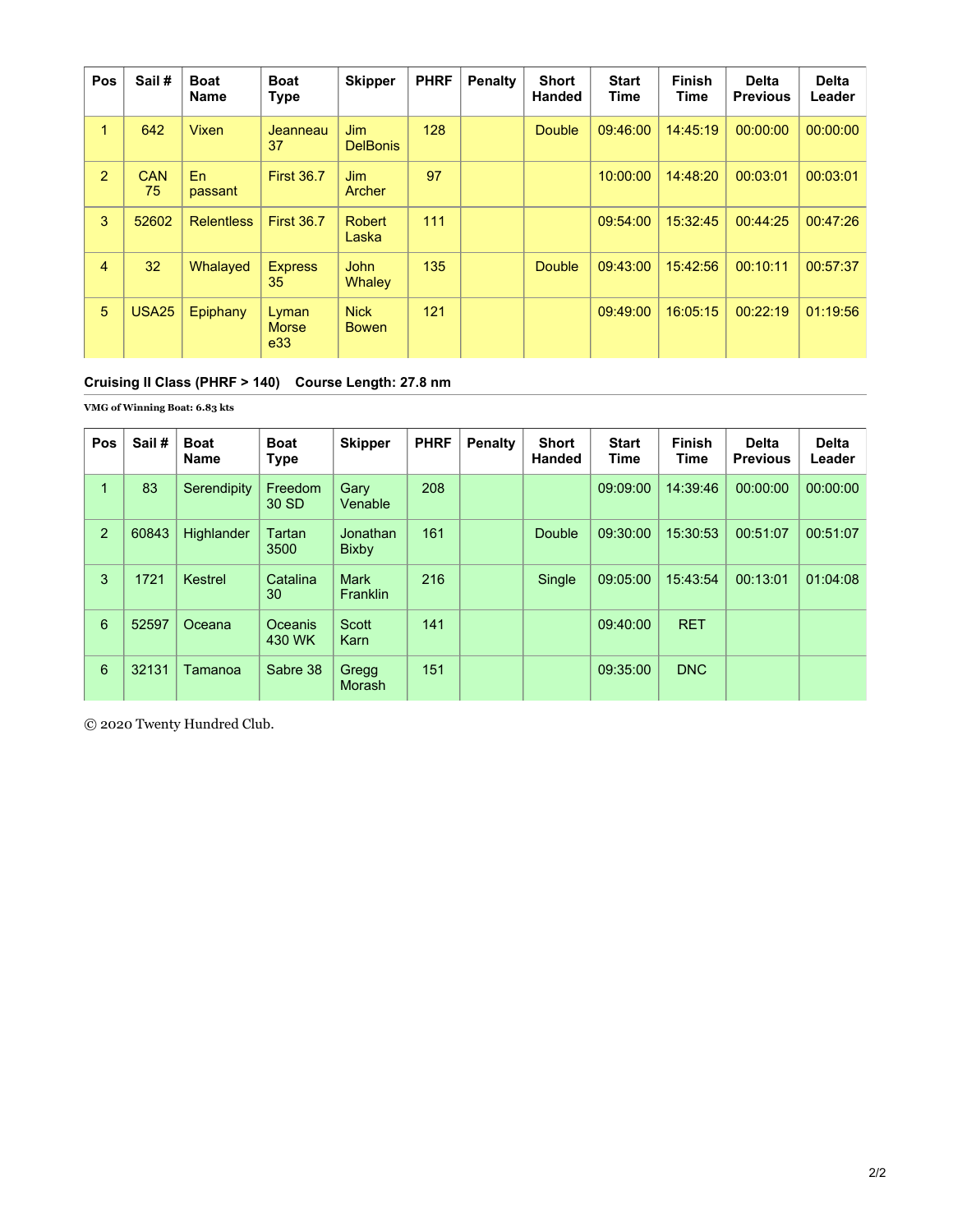| Pos | Sail # | Boat Name | Boat Type | Skipper | PHRF | Penalty | Short Handed | Start Time | Finish Time | Delta Previous | Delta Leader |
|---|---|---|---|---|---|---|---|---|---|---|---|
| 1 | 642 | Vixen | Jeanneau 37 | Jim DelBonis | 128 | | Double | 09:46:00 | 14:45:19 | 00:00:00 | 00:00:00 |
| 2 | CAN 75 | En passant | First 36.7 | Jim Archer | 97 | | | 10:00:00 | 14:48:20 | 00:03:01 | 00:03:01 |
| 3 | 52602 | Relentless | First 36.7 | Robert Laska | 111 | | | 09:54:00 | 15:32:45 | 00:44:25 | 00:47:26 |
| 4 | 32 | Whalayed | Express 35 | John Whaley | 135 | | Double | 09:43:00 | 15:42:56 | 00:10:11 | 00:57:37 |
| 5 | USA25 | Epiphany | Lyman Morse e33 | Nick Bowen | 121 | | | 09:49:00 | 16:05:15 | 00:22:19 | 01:19:56 |

**Cruising II Class (PHRF > 140)    Course Length: 27.8 nm**

**VMG of Winning Boat: 6.83 kts**

| Pos | Sail # | Boat Name | Boat Type | Skipper | PHRF | Penalty | Short Handed | Start Time | Finish Time | Delta Previous | Delta Leader |
|---|---|---|---|---|---|---|---|---|---|---|---|
| 1 | 83 | Serendipity | Freedom 30 SD | Gary Venable | 208 | | | 09:09:00 | 14:39:46 | 00:00:00 | 00:00:00 |
| 2 | 60843 | Highlander | Tartan 3500 | Jonathan Bixby | 161 | | Double | 09:30:00 | 15:30:53 | 00:51:07 | 00:51:07 |
| 3 | 1721 | Kestrel | Catalina 30 | Mark Franklin | 216 | | Single | 09:05:00 | 15:43:54 | 00:13:01 | 01:04:08 |
| 6 | 52597 | Oceana | Oceanis 430 WK | Scott Karn | 141 | | | 09:40:00 | RET | | |
| 6 | 32131 | Tamanoa | Sabre 38 | Gregg Morash | 151 | | | 09:35:00 | DNC | | |

© 2020 Twenty Hundred Club.